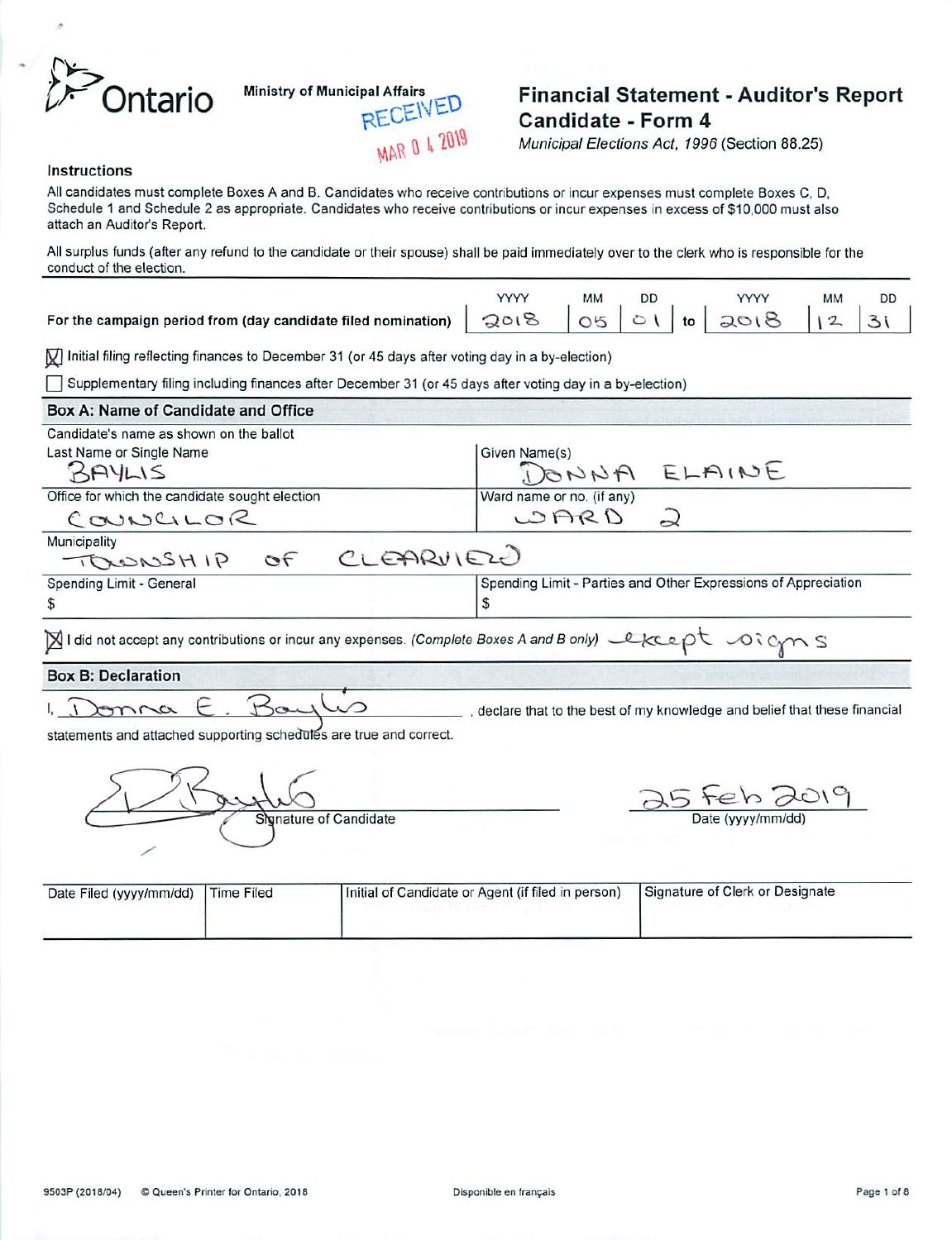Ontario

Ministry of Municipal Affairs

RECEIVED
MAR 0 4 2019

# Financial Statement - Auditor's Report Candidate - Form 4

*Municipal Elections Act, 1996* (Section 88.25)

### Instructions

All candidates must complete Boxes A and B. Candidates who receive contributions or incur expenses must complete Boxes C, D, Schedule 1 and Schedule 2 as appropriate. Candidates who receive contributions or incur expenses in excess of $10,000 must also attach an Auditor's Report.

All surplus funds (after any refund to the candidate or their spouse) shall be paid immediately over to the clerk who is responsible for the conduct of the election.

| | YYYY | MM | DD | | YYYY | MM | DD |
|---|---|---|---|---|---|---|---|
| **For the campaign period from (day candidate filed nomination)** | 2018 | 05 | 01 | to | 2018 | 12 | 31 |

☒ Initial filing reflecting finances to December 31 (or 45 days after voting day in a by-election)

☐ Supplementary filing including finances after December 31 (or 45 days after voting day in a by-election)

## Box A: Name of Candidate and Office

Candidate's name as shown on the ballot

| Last Name or Single Name | Given Name(s) |
|---|---|
| BAYLIS | DONNA ELAINE |
| **Office for which the candidate sought election** | **Ward name or no. (if any)** |
| COUNCILOR | WARD 2 |

Municipality: TOWNSHIP OF CLEARVIEW

| Spending Limit - General | Spending Limit - Parties and Other Expressions of Appreciation |
|---|---|
| $ | $ |

☒ I did not accept any contributions or incur any expenses. *(Complete Boxes A and B only)* except signs

## Box B: Declaration

I, Donna E. Baylis, declare that to the best of my knowledge and belief that these financial statements and attached supporting schedules are true and correct.

Signature of Candidate: [signature]

Date (yyyy/mm/dd): 25 Feb 2019

| Date Filed (yyyy/mm/dd) | Time Filed | Initial of Candidate or Agent (if filed in person) | Signature of Clerk or Designate |
|---|---|---|---|
| | | | |

9503P (2018/04) © Queen's Printer for Ontario, 2018

Disponible en français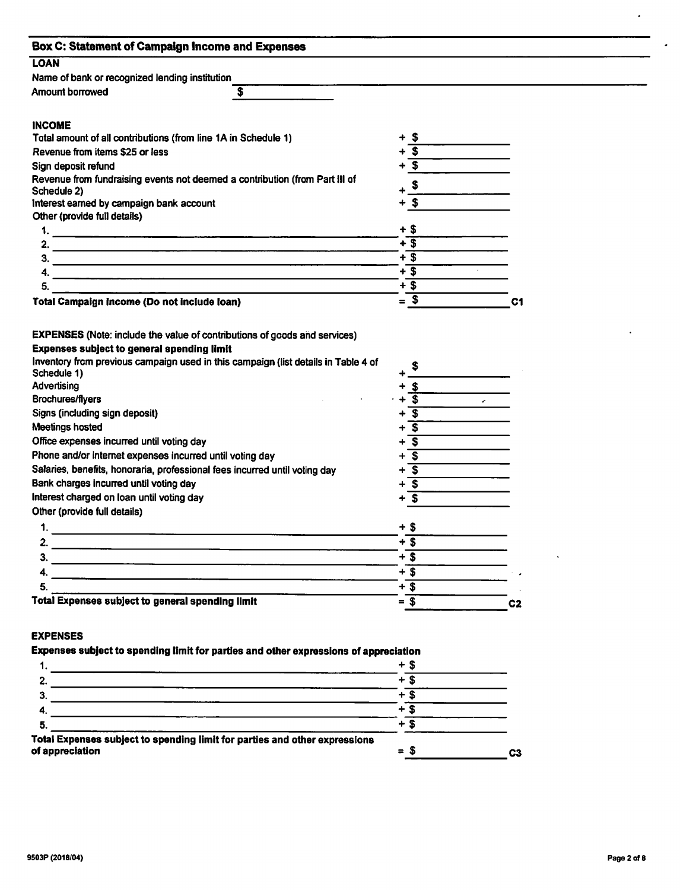## Box C: Statement of Campaign Income and Expenses

### LOAN

Name of bank or recognized lending institution \_\_\_\_\_\_\_\_\_\_\_\_\_\_\_\_\_\_\_\_

Amount borrowed $ \_\_\_\_\_\_\_\_\_\_

### INCOME

| | | |
|---|---|---|
| Total amount of all contributions (from line 1A in Schedule 1) | + $ | |
| Revenue from items $25 or less | + $ | |
| Sign deposit refund | + $ | |
| Revenue from fundraising events not deemed a contribution (from Part III of Schedule 2) | + $ | |
| Interest earned by campaign bank account | + $ | |
| Other (provide full details) | | |
| 1. | + $ | |
| 2. | + $ | |
| 3. | + $ | |
| 4. | + $ | |
| 5. | + $ | |
| **Total Campaign Income (Do not include loan)** | = $ | C1 |

**EXPENSES** (Note: include the value of contributions of goods and services)

**Expenses subject to general spending limit**

| | | |
|---|---|---|
| Inventory from previous campaign used in this campaign (list details in Table 4 of Schedule 1) | + $ | |
| Advertising | + $ | |
| Brochures/flyers | + $ | |
| Signs (including sign deposit) | + $ | |
| Meetings hosted | + $ | |
| Office expenses incurred until voting day | + $ | |
| Phone and/or internet expenses incurred until voting day | + $ | |
| Salaries, benefits, honoraria, professional fees incurred until voting day | + $ | |
| Bank charges incurred until voting day | + $ | |
| Interest charged on loan until voting day | + $ | |
| Other (provide full details) | | |
| 1. | + $ | |
| 2. | + $ | |
| 3. | + $ | |
| 4. | + $ | |
| 5. | + $ | |
| **Total Expenses subject to general spending limit** | = $ | C2 |

### EXPENSES

**Expenses subject to spending limit for parties and other expressions of appreciation**

| | | |
|---|---|---|
| 1. | + $ | |
| 2. | + $ | |
| 3. | + $ | |
| 4. | + $ | |
| 5. | + $ | |
| **Total Expenses subject to spending limit for parties and other expressions of appreciation** | = $ | C3 |

9503P (2018/04)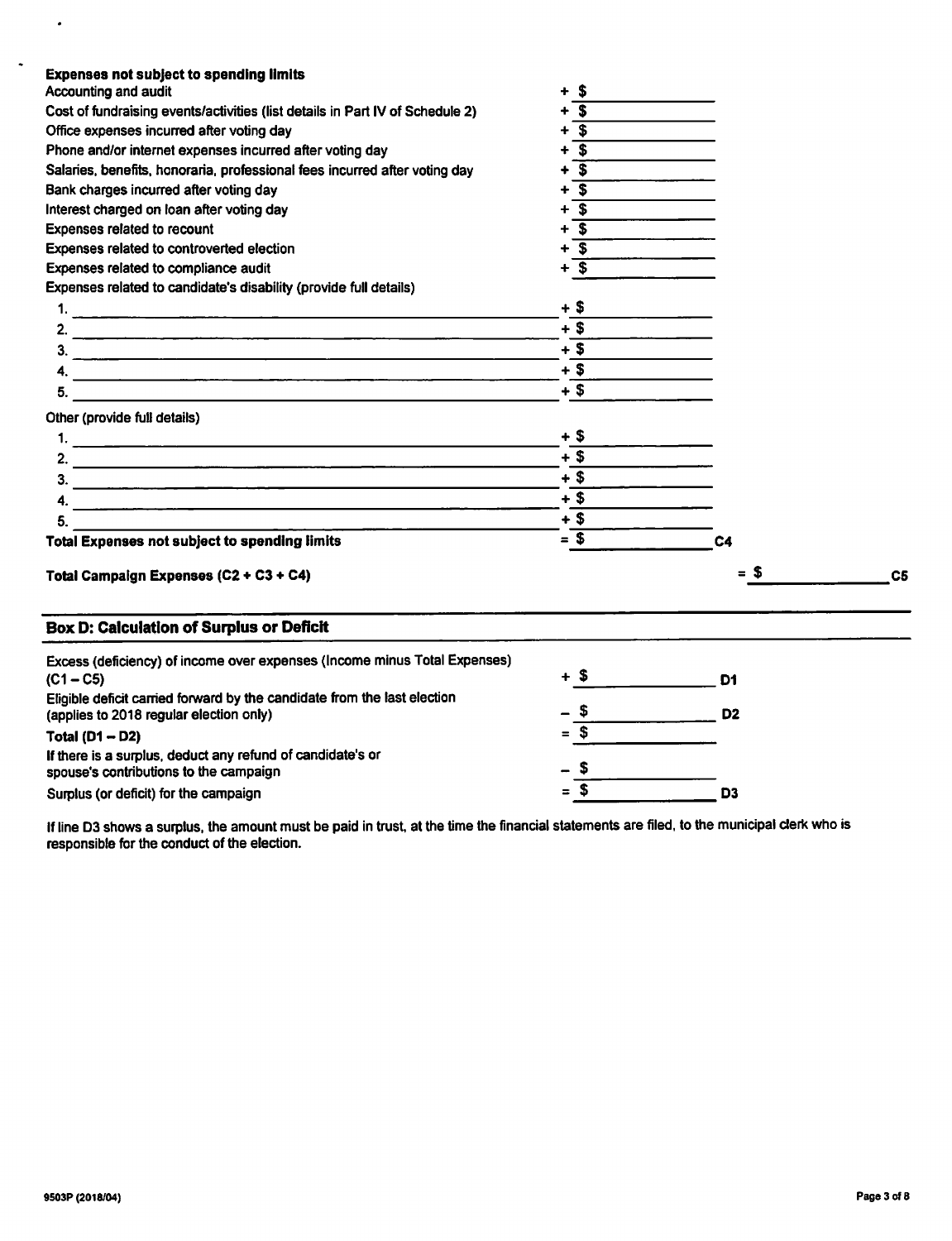**Expenses not subject to spending limits**

| | | |
|---|---|---|
| Accounting and audit | + $ | |
| Cost of fundraising events/activities (list details in Part IV of Schedule 2) | + $ | |
| Office expenses incurred after voting day | + $ | |
| Phone and/or internet expenses incurred after voting day | + $ | |
| Salaries, benefits, honoraria, professional fees incurred after voting day | + $ | |
| Bank charges incurred after voting day | + $ | |
| Interest charged on loan after voting day | + $ | |
| Expenses related to recount | + $ | |
| Expenses related to controverted election | + $ | |
| Expenses related to compliance audit | + $ | |
| Expenses related to candidate's disability (provide full details) | | |
| 1. | + $ | |
| 2. | + $ | |
| 3. | + $ | |
| 4. | + $ | |
| 5. | + $ | |
| Other (provide full details) | | |
| 1. | + $ | |
| 2. | + $ | |
| 3. | + $ | |
| 4. | + $ | |
| 5. | + $ | |
| **Total Expenses not subject to spending limits** | = $ | C4 |

**Total Campaign Expenses (C2 + C3 + C4)** = $ ________ C5

## Box D: Calculation of Surplus or Deficit

| | | |
|---|---|---|
| Excess (deficiency) of income over expenses (Income minus Total Expenses) (C1 – C5) | + $ | D1 |
| Eligible deficit carried forward by the candidate from the last election (applies to 2018 regular election only) | – $ | D2 |
| **Total (D1 – D2)** | = $ | |
| If there is a surplus, deduct any refund of candidate's or spouse's contributions to the campaign | – $ | |
| Surplus (or deficit) for the campaign | = $ | D3 |

If line D3 shows a surplus, the amount must be paid in trust, at the time the financial statements are filed, to the municipal clerk who is responsible for the conduct of the election.

9503P (2018/04)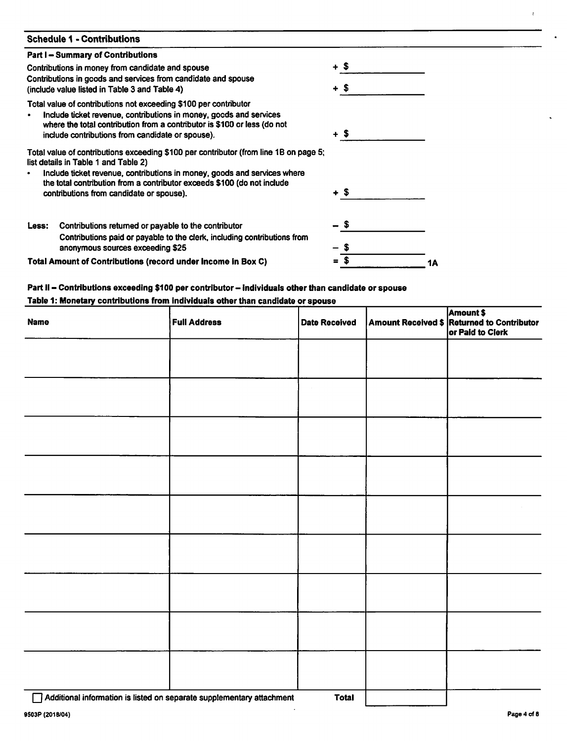## Schedule 1 - Contributions

### Part I – Summary of Contributions

| | |
|---|---|
| Contributions in money from candidate and spouse | + $ |
| Contributions in goods and services from candidate and spouse (include value listed in Table 3 and Table 4) | + $ |
| Total value of contributions not exceeding $100 per contributor<br>• Include ticket revenue, contributions in money, goods and services where the total contribution from a contributor is $100 or less (do not include contributions from candidate or spouse). | + $ |
| Total value of contributions exceeding $100 per contributor (from line 1B on page 5; list details in Table 1 and Table 2)<br>• Include ticket revenue, contributions in money, goods and services where the total contribution from a contributor exceeds $100 (do not include contributions from candidate or spouse). | + $ |
| **Less:** Contributions returned or payable to the contributor | – $ |
| Contributions paid or payable to the clerk, including contributions from anonymous sources exceeding $25 | – $ |
| **Total Amount of Contributions (record under Income in Box C)** | = $ **1A** |

### Part II – Contributions exceeding $100 per contributor – Individuals other than candidate or spouse

**Table 1: Monetary contributions from individuals other than candidate or spouse**

| Name | Full Address | Date Received | Amount Received $ | Amount $ Returned to Contributor or Paid to Clerk |
|---|---|---|---|---|
| | | | | |
| | | | | |
| | | | | |
| | | | | |
| | | | | |
| | | | | |
| | | | | |
| | | | | |
| | | | | |
| ☐ Additional information is listed on separate supplementary attachment | | **Total** | | |

9503P (2018/04)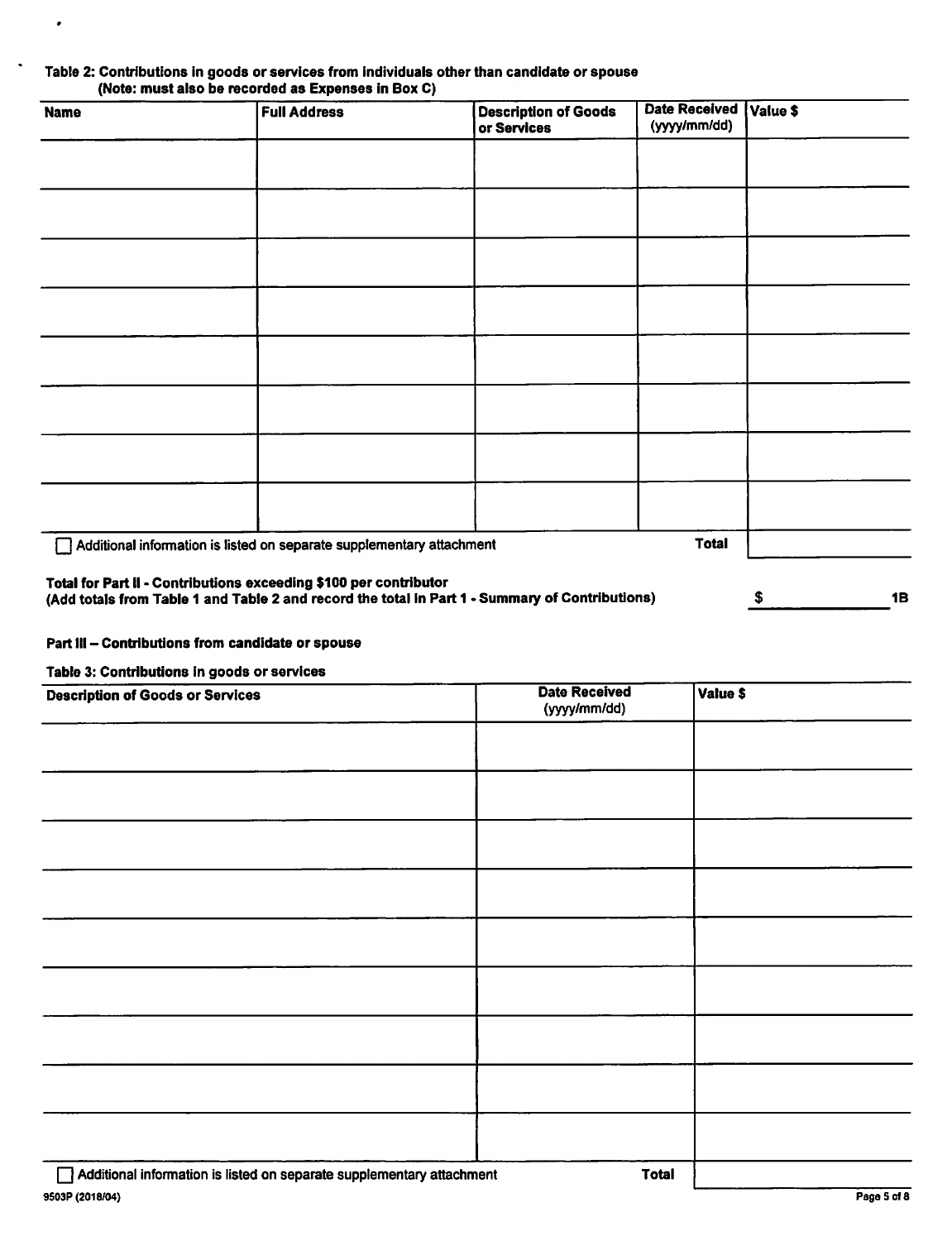**Table 2: Contributions in goods or services from individuals other than candidate or spouse**
**(Note: must also be recorded as Expenses in Box C)**

| Name | Full Address | Description of Goods or Services | Date Received (yyyy/mm/dd) | Value $ |
|---|---|---|---|---|
| | | | | |
| | | | | |
| | | | | |
| | | | | |
| | | | | |
| | | | | |
| | | | | |
| | | | | |
| | | | **Total** | |

☐ Additional information is listed on separate supplementary attachment

**Total for Part II - Contributions exceeding $100 per contributor**
**(Add totals from Table 1 and Table 2 and record the total in Part 1 - Summary of Contributions)** **$ \_\_\_\_\_\_\_\_\_\_ 1B**

**Part III – Contributions from candidate or spouse**

**Table 3: Contributions in goods or services**

| Description of Goods or Services | Date Received (yyyy/mm/dd) | Value $ |
|---|---|---|
| | | |
| | | |
| | | |
| | | |
| | | |
| | | |
| | | |
| | | |
| | | |
| | **Total** | |

☐ Additional information is listed on separate supplementary attachment

9503P (2018/04)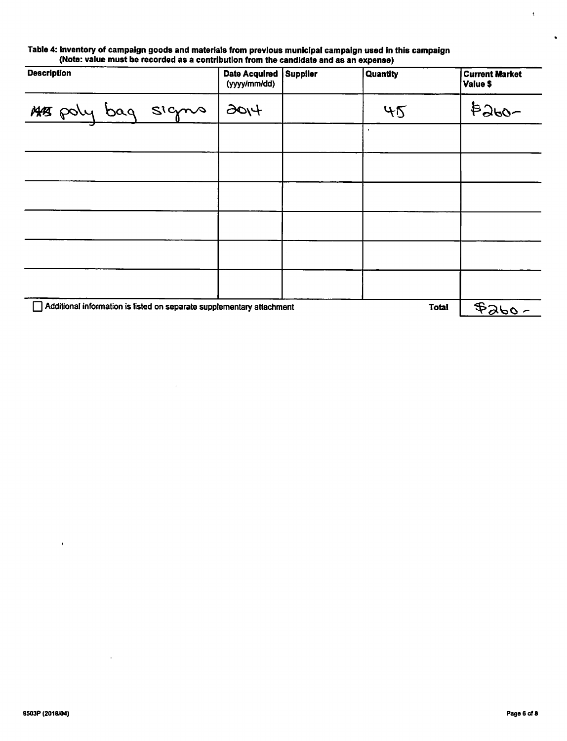**Table 4: Inventory of campaign goods and materials from previous municipal campaign used in this campaign (Note: value must be recorded as a contribution from the candidate and as an expense)**

| Description | Date Acquired (yyyy/mm/dd) | Supplier | Quantity | Current Market Value $ |
|---|---|---|---|---|
| ~~##~~ poly bag signs | 2014 | | 45 | $260- |
| | | | | |
| | | | | |
| | | | | |
| | | | | |
| | | | | |
| | | | | |

☐ Additional information is listed on separate supplementary attachment

**Total** $260-

9503P (2018/04)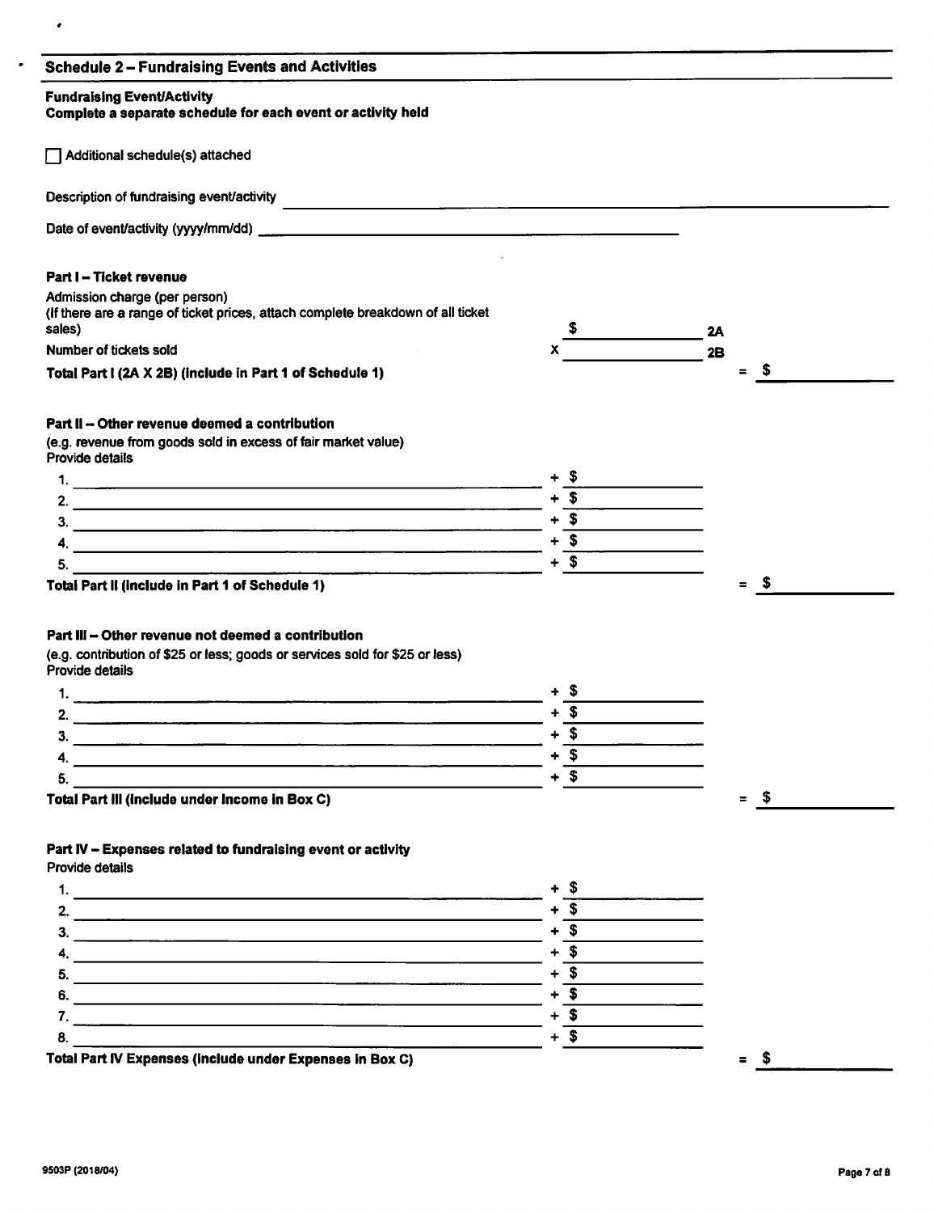## Schedule 2 – Fundraising Events and Activities

**Fundraising Event/Activity**
**Complete a separate schedule for each event or activity held**

☐ Additional schedule(s) attached

Description of fundraising event/activity ______________________________

Date of event/activity (yyyy/mm/dd) ______________________________

### Part I – Ticket revenue

Admission charge (per person)
(If there are a range of ticket prices, attach complete breakdown of all ticket sales) $ ________ 2A

Number of tickets sold x ________ 2B

**Total Part I (2A X 2B) (Include in Part 1 of Schedule 1)** = $ ________

### Part II – Other revenue deemed a contribution

(e.g. revenue from goods sold in excess of fair market value)
Provide details

1. ______________________________ + $ ________
2. ______________________________ + $ ________
3. ______________________________ + $ ________
4. ______________________________ + $ ________
5. ______________________________ + $ ________

**Total Part II (Include in Part 1 of Schedule 1)** = $ ________

### Part III – Other revenue not deemed a contribution

(e.g. contribution of $25 or less; goods or services sold for $25 or less)
Provide details

1. ______________________________ + $ ________
2. ______________________________ + $ ________
3. ______________________________ + $ ________
4. ______________________________ + $ ________
5. ______________________________ + $ ________

**Total Part III (Include under Income in Box C)** = $ ________

### Part IV – Expenses related to fundraising event or activity

Provide details

1. ______________________________ + $ ________
2. ______________________________ + $ ________
3. ______________________________ + $ ________
4. ______________________________ + $ ________
5. ______________________________ + $ ________
6. ______________________________ + $ ________
7. ______________________________ + $ ________
8. ______________________________ + $ ________

**Total Part IV Expenses (Include under Expenses in Box C)** = $ ________

9503P (2018/04)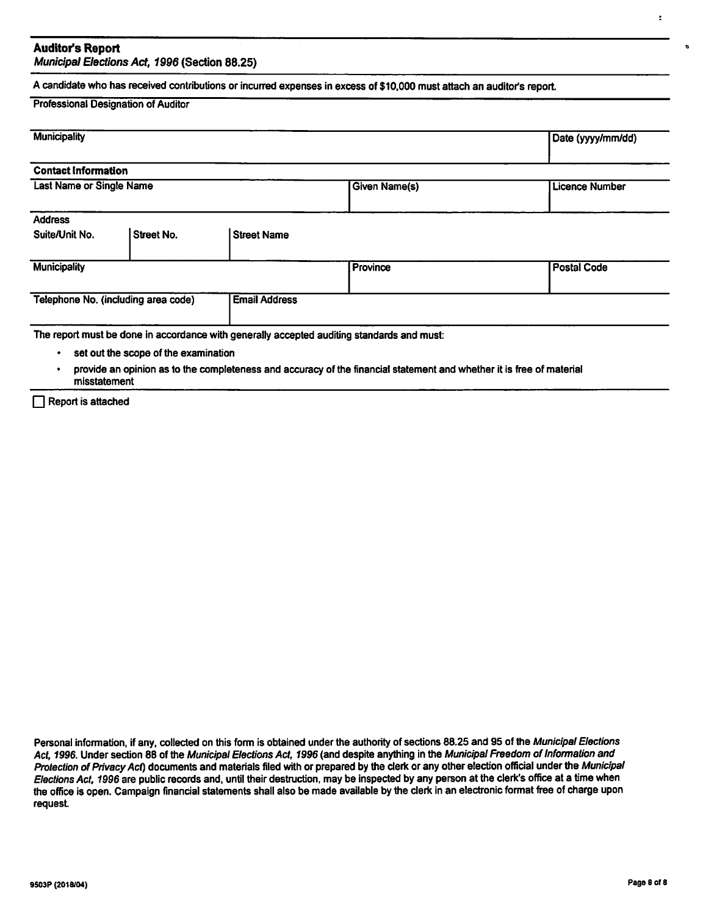## Auditor's Report

*Municipal Elections Act, 1996* (Section 88.25)

A candidate who has received contributions or incurred expenses in excess of $10,000 must attach an auditor's report.

Professional Designation of Auditor

| Municipality | Date (yyyy/mm/dd) |
|---|---|
| | |

**Contact Information**

| Last Name or Single Name | Given Name(s) | Licence Number |
|---|---|---|
| | | |

Address

| Suite/Unit No. | Street No. | Street Name |
|---|---|---|
| | | |

| Municipality | Province | Postal Code |
|---|---|---|
| | | |

| Telephone No. (including area code) | Email Address |
|---|---|
| | |

The report must be done in accordance with generally accepted auditing standards and must:

- set out the scope of the examination
- provide an opinion as to the completeness and accuracy of the financial statement and whether it is free of material misstatement

☐ Report is attached

Personal information, if any, collected on this form is obtained under the authority of sections 88.25 and 95 of the *Municipal Elections Act, 1996*. Under section 88 of the *Municipal Elections Act, 1996* (and despite anything in the *Municipal Freedom of Information and Protection of Privacy Act*) documents and materials filed with or prepared by the clerk or any other election official under the *Municipal Elections Act, 1996* are public records and, until their destruction, may be inspected by any person at the clerk's office at a time when the office is open. Campaign financial statements shall also be made available by the clerk in an electronic format free of charge upon request.

9503P (2018/04)